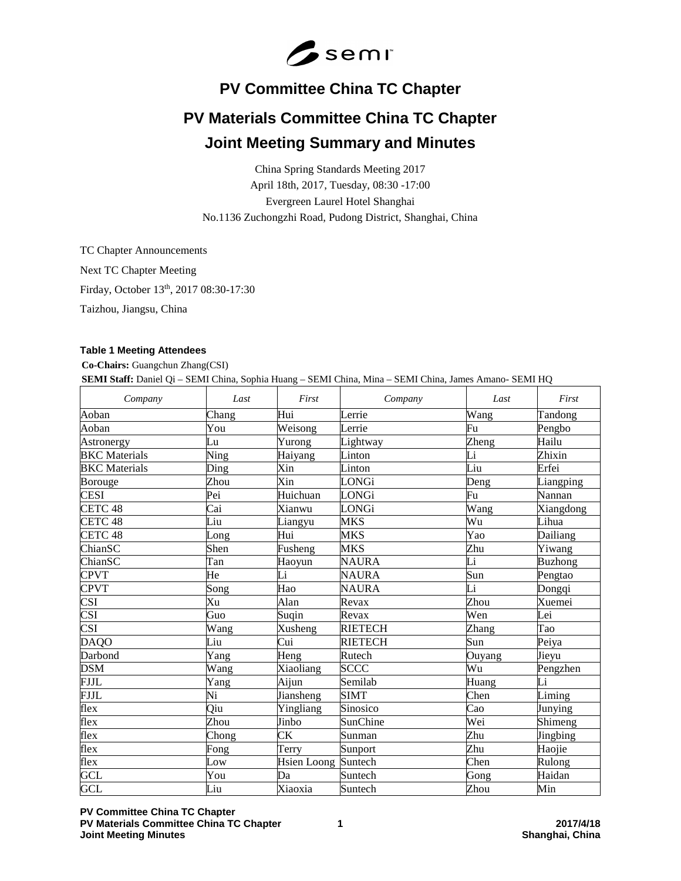# PV Committee China TC Chapter

# PV Materials Committee China TC Chapter

# Joint Meeting Summary and Minutes

China Spring Standards Meeting 2017

April 18th, 2017, Tuesday, 08:30 -17:00

Evergreen Laurel Hotel Shanghai

No.1136 Zuchongzhi Road, Pudong District, Shanghai, China

TC Chapter Announcements

Next TC Chapter Meeting

Firday, October 13th, 2017 08:30-17:30

Taizhou, Jiangsu, China

**Table 1 Meeting Attendees**

**Co-Chairs:** Guangchun Zhang(CSI)

**SEMI Staff:** Daniel Qi – SEMI China, Sophia Huang – SEMI China, Mina – SEMI China, James Amano- SEMI HQ

| *Company* | *Last* | *First* | *Company* | *Last* | *First* |
|---|---|---|---|---|---|
| Aoban | Chang | Hui | Lerrie | Wang | Tandong |
| Aoban | You | Weisong | Lerrie | Fu | Pengbo |
| Astronergy | Lu | Yurong | Lightway | Zheng | Hailu |
| BKC Materials | Ning | Haiyang | Linton | Li | Zhixin |
| BKC Materials | Ding | Xin | Linton | Liu | Erfei |
| Borouge | Zhou | Xin | LONGi | Deng | Liangping |
| CESI | Pei | Huichuan | LONGi | Fu | Nannan |
| CETC 48 | Cai | Xianwu | LONGi | Wang | Xiangdong |
| CETC 48 | Liu | Liangyu | MKS | Wu | Lihua |
| CETC 48 | Long | Hui | MKS | Yao | Dailiang |
| ChianSC | Shen | Fusheng | MKS | Zhu | Yiwang |
| ChianSC | Tan | Haoyun | NAURA | Li | Buzhong |
| CPVT | He | Li | NAURA | Sun | Pengtao |
| CPVT | Song | Hao | NAURA | Li | Dongqi |
| CSI | Xu | Alan | Revax | Zhou | Xuemei |
| CSI | Guo | Suqin | Revax | Wen | Lei |
| CSI | Wang | Xusheng | RIETECH | Zhang | Tao |
| DAQO | Liu | Cui | RIETECH | Sun | Peiya |
| Darbond | Yang | Heng | Rutech | Ouyang | Jieyu |
| DSM | Wang | Xiaoliang | SCCC | Wu | Pengzhen |
| FJJL | Yang | Aijun | Semilab | Huang | Li |
| FJJL | Ni | Jiansheng | SIMT | Chen | Liming |
| flex | Qiu | Yingliang | Sinosico | Cao | Junying |
| flex | Zhou | Jinbo | SunChine | Wei | Shimeng |
| flex | Chong | CK | Sunman | Zhu | Jingbing |
| flex | Fong | Terry | Sunport | Zhu | Haojie |
| flex | Low | Hsien Loong | Suntech | Chen | Rulong |
| GCL | You | Da | Suntech | Gong | Haidan |
| GCL | Liu | Xiaoxia | Suntech | Zhou | Min |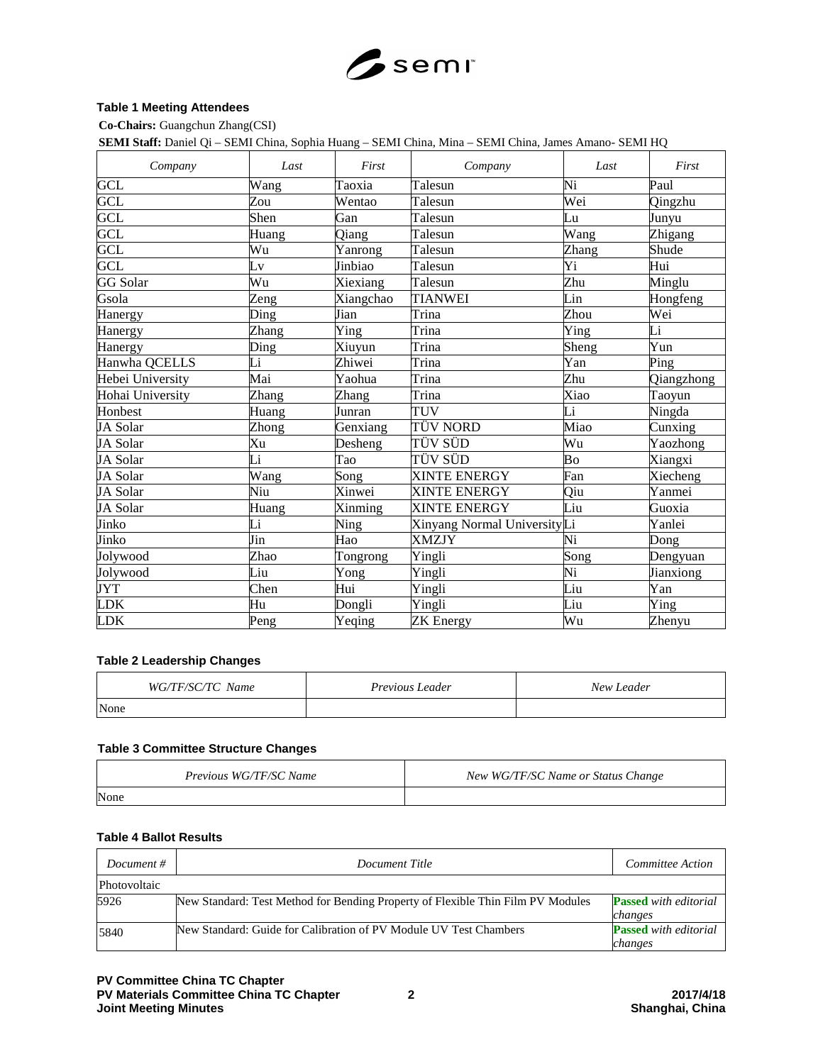**Table 1 Meeting Attendees**

**Co-Chairs:** Guangchun Zhang(CSI)

**SEMI Staff:** Daniel Qi – SEMI China, Sophia Huang – SEMI China, Mina – SEMI China, James Amano- SEMI HQ

| *Company* | *Last* | *First* | *Company* | *Last* | *First* |
|---|---|---|---|---|---|
| GCL | Wang | Taoxia | Talesun | Ni | Paul |
| GCL | Zou | Wentao | Talesun | Wei | Qingzhu |
| GCL | Shen | Gan | Talesun | Lu | Junyu |
| GCL | Huang | Qiang | Talesun | Wang | Zhigang |
| GCL | Wu | Yanrong | Talesun | Zhang | Shude |
| GCL | Lv | Jinbiao | Talesun | Yi | Hui |
| GG Solar | Wu | Xiexiang | Talesun | Zhu | Minglu |
| Gsola | Zeng | Xiangchao | TIANWEI | Lin | Hongfeng |
| Hanergy | Ding | Jian | Trina | Zhou | Wei |
| Hanergy | Zhang | Ying | Trina | Ying | Li |
| Hanergy | Ding | Xiuyun | Trina | Sheng | Yun |
| Hanwha QCELLS | Li | Zhiwei | Trina | Yan | Ping |
| Hebei University | Mai | Yaohua | Trina | Zhu | Qiangzhong |
| Hohai University | Zhang | Zhang | Trina | Xiao | Taoyun |
| Honbest | Huang | Junran | TUV | Li | Ningda |
| JA Solar | Zhong | Genxiang | TÜV NORD | Miao | Cunxing |
| JA Solar | Xu | Desheng | TÜV SÜD | Wu | Yaozhong |
| JA Solar | Li | Tao | TÜV SÜD | Bo | Xiangxi |
| JA Solar | Wang | Song | XINTE ENERGY | Fan | Xiecheng |
| JA Solar | Niu | Xinwei | XINTE ENERGY | Qiu | Yanmei |
| JA Solar | Huang | Xinming | XINTE ENERGY | Liu | Guoxia |
| Jinko | Li | Ning | Xinyang Normal University | Li | Yanlei |
| Jinko | Jin | Hao | XMZJY | Ni | Dong |
| Jolywood | Zhao | Tongrong | Yingli | Song | Dengyuan |
| Jolywood | Liu | Yong | Yingli | Ni | Jianxiong |
| JYT | Chen | Hui | Yingli | Liu | Yan |
| LDK | Hu | Dongli | Yingli | Liu | Ying |
| LDK | Peng | Yeqing | ZK Energy | Wu | Zhenyu |

**Table 2 Leadership Changes**

| *WG/TF/SC/TC Name* | *Previous Leader* | *New Leader* |
|---|---|---|
| None | | |

**Table 3 Committee Structure Changes**

| *Previous WG/TF/SC Name* | *New WG/TF/SC Name or Status Change* |
|---|---|
| None | |

**Table 4 Ballot Results**

| *Document #* | *Document Title* | *Committee Action* |
|---|---|---|
| Photovoltaic | | |
| 5926 | New Standard: Test Method for Bending Property of Flexible Thin Film PV Modules | **Passed** *with editorial changes* |
| 5840 | New Standard: Guide for Calibration of PV Module UV Test Chambers | **Passed** *with editorial changes* |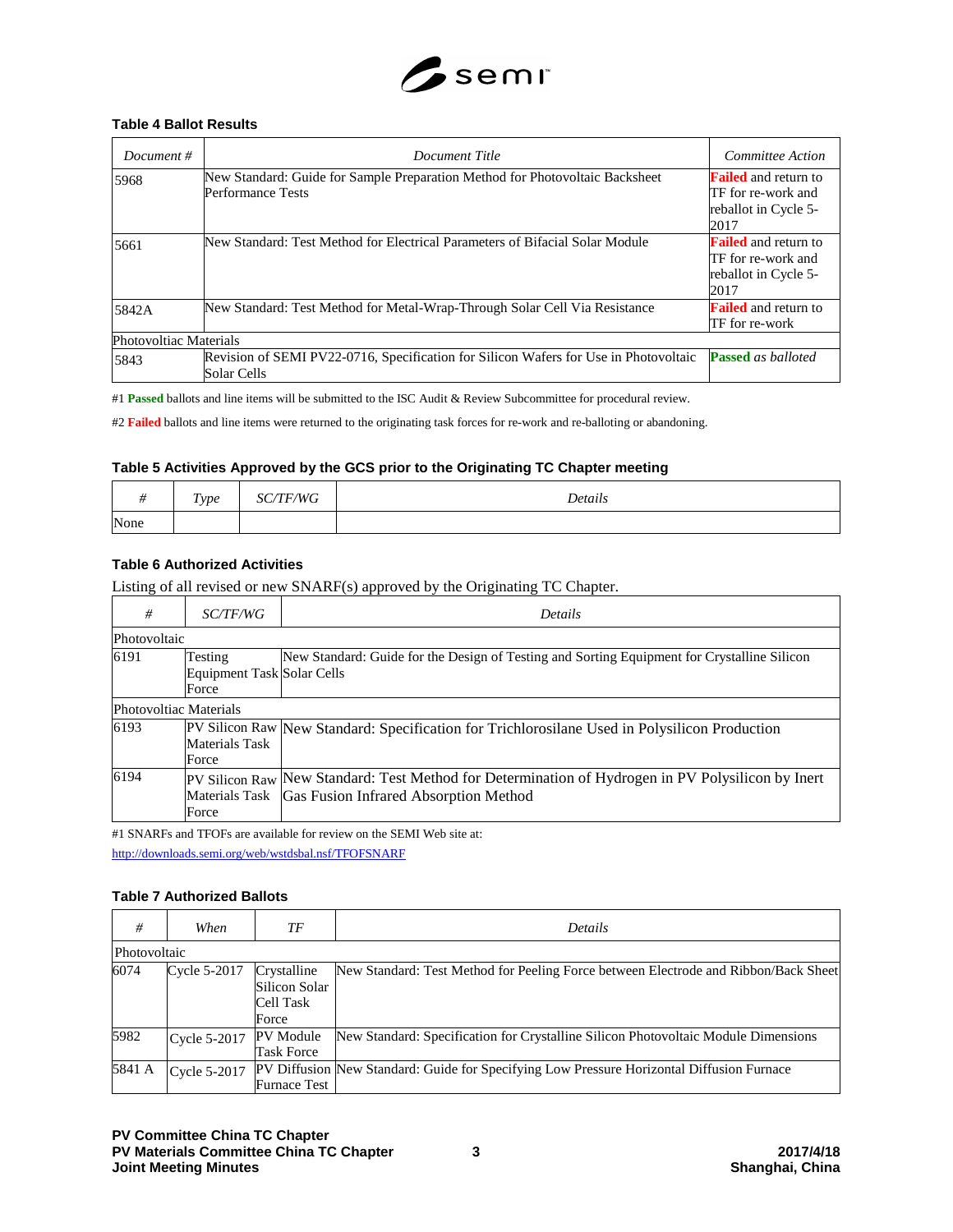### Table 4 Ballot Results

| *Document #* | *Document Title* | *Committee Action* |
|---|---|---|
| 5968 | New Standard: Guide for Sample Preparation Method for Photovoltaic Backsheet Performance Tests | **Failed** and return to TF for re-work and reballot in Cycle 5-2017 |
| 5661 | New Standard: Test Method for Electrical Parameters of Bifacial Solar Module | **Failed** and return to TF for re-work and reballot in Cycle 5-2017 |
| 5842A | New Standard: Test Method for Metal-Wrap-Through Solar Cell Via Resistance | **Failed** and return to TF for re-work |
| Photovoltiac Materials | | |
| 5843 | Revision of SEMI PV22-0716, Specification for Silicon Wafers for Use in Photovoltaic Solar Cells | **Passed** *as balloted* |

#1 **Passed** ballots and line items will be submitted to the ISC Audit & Review Subcommittee for procedural review.

#2 **Failed** ballots and line items were returned to the originating task forces for re-work and re-balloting or abandoning.

### Table 5 Activities Approved by the GCS prior to the Originating TC Chapter meeting

| *#* | *Type* | *SC/TF/WG* | *Details* |
|---|---|---|---|
| None | | | |

### Table 6 Authorized Activities

Listing of all revised or new SNARF(s) approved by the Originating TC Chapter.

| *#* | *SC/TF/WG* | *Details* |
|---|---|---|
| Photovoltaic | | |
| 6191 | Testing Equipment Task Force | New Standard: Guide for the Design of Testing and Sorting Equipment for Crystalline Silicon Solar Cells |
| Photovoltaic Materials | | |
| 6193 | PV Silicon Raw Materials Task Force | New Standard: Specification for Trichlorosilane Used in Polysilicon Production |
| 6194 | PV Silicon Raw Materials Task Force | New Standard: Test Method for Determination of Hydrogen in PV Polysilicon by Inert Gas Fusion Infrared Absorption Method |

#1 SNARFs and TFOFs are available for review on the SEMI Web site at:

http://downloads.semi.org/web/wstdsbal.nsf/TFOFSNARF

### Table 7 Authorized Ballots

| *#* | *When* | *TF* | *Details* |
|---|---|---|---|
| Photovoltaic | | | |
| 6074 | Cycle 5-2017 | Crystalline Silicon Solar Cell Task Force | New Standard: Test Method for Peeling Force between Electrode and Ribbon/Back Sheet |
| 5982 | Cycle 5-2017 | PV Module Task Force | New Standard: Specification for Crystalline Silicon Photovoltaic Module Dimensions |
| 5841 A | Cycle 5-2017 | PV Diffusion Furnace Test | New Standard: Guide for Specifying Low Pressure Horizontal Diffusion Furnace |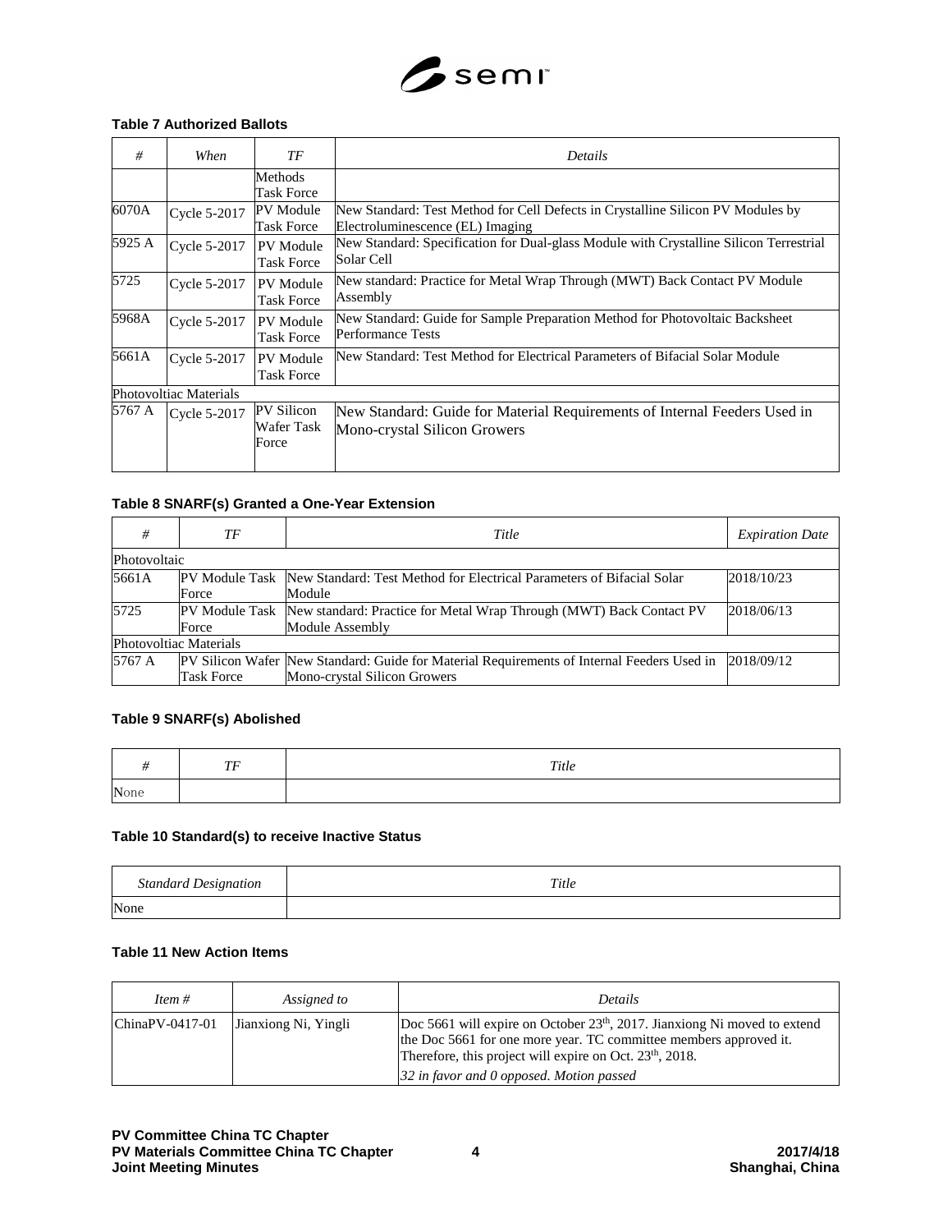#### Table 7 Authorized Ballots

| # | When | TF | Details |
|---|---|---|---|
| | | Methods Task Force | |
| 6070A | Cycle 5-2017 | PV Module Task Force | New Standard: Test Method for Cell Defects in Crystalline Silicon PV Modules by Electroluminescence (EL) Imaging |
| 5925 A | Cycle 5-2017 | PV Module Task Force | New Standard: Specification for Dual-glass Module with Crystalline Silicon Terrestrial Solar Cell |
| 5725 | Cycle 5-2017 | PV Module Task Force | New standard: Practice for Metal Wrap Through (MWT) Back Contact PV Module Assembly |
| 5968A | Cycle 5-2017 | PV Module Task Force | New Standard: Guide for Sample Preparation Method for Photovoltaic Backsheet Performance Tests |
| 5661A | Cycle 5-2017 | PV Module Task Force | New Standard: Test Method for Electrical Parameters of Bifacial Solar Module |
| Photovoltiac Materials | | | |
| 5767 A | Cycle 5-2017 | PV Silicon Wafer Task Force | New Standard: Guide for Material Requirements of Internal Feeders Used in Mono-crystal Silicon Growers |

#### Table 8 SNARF(s) Granted a One-Year Extension

| # | TF | Title | Expiration Date |
|---|---|---|---|
| Photovoltaic | | | |
| 5661A | PV Module Task Force | New Standard: Test Method for Electrical Parameters of Bifacial Solar Module | 2018/10/23 |
| 5725 | PV Module Task Force | New standard: Practice for Metal Wrap Through (MWT) Back Contact PV Module Assembly | 2018/06/13 |
| Photovoltiac Materials | | | |
| 5767 A | PV Silicon Wafer Task Force | New Standard: Guide for Material Requirements of Internal Feeders Used in Mono-crystal Silicon Growers | 2018/09/12 |

#### Table 9 SNARF(s) Abolished

| # | TF | Title |
|---|---|---|
| None | | |

#### Table 10 Standard(s) to receive Inactive Status

| Standard Designation | Title |
|---|---|
| None | |

#### Table 11 New Action Items

| Item # | Assigned to | Details |
|---|---|---|
| ChinaPV-0417-01 | Jianxiong Ni, Yingli | Doc 5661 will expire on October 23th, 2017. Jianxiong Ni moved to extend the Doc 5661 for one more year. TC committee members approved it. Therefore, this project will expire on Oct. 23th, 2018. *32 in favor and 0 opposed. Motion passed* |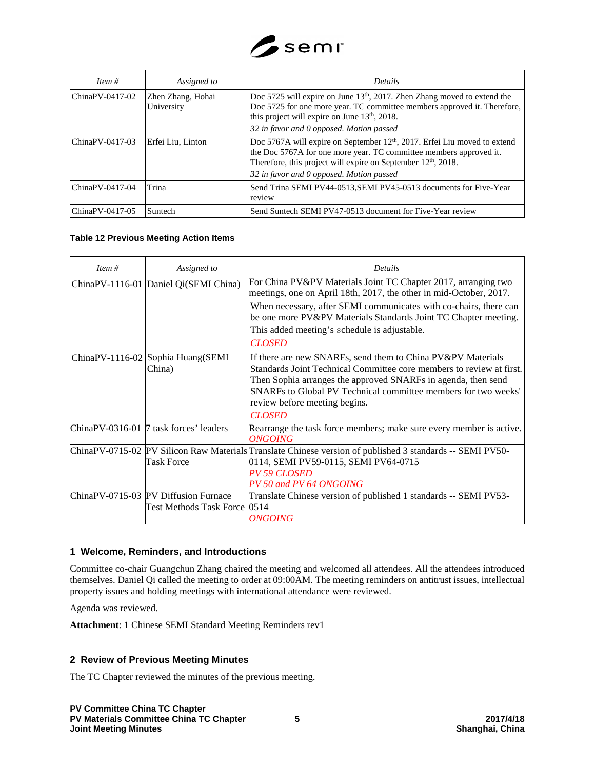| *Item #* | *Assigned to* | *Details* |
|---|---|---|
| ChinaPV-0417-02 | Zhen Zhang, Hohai University | Doc 5725 will expire on June 13th, 2017. Zhen Zhang moved to extend the Doc 5725 for one more year. TC committee members approved it. Therefore, this project will expire on June 13th, 2018. *32 in favor and 0 opposed. Motion passed* |
| ChinaPV-0417-03 | Erfei Liu, Linton | Doc 5767A will expire on September 12th, 2017. Erfei Liu moved to extend the Doc 5767A for one more year. TC committee members approved it. Therefore, this project will expire on September 12th, 2018. *32 in favor and 0 opposed. Motion passed* |
| ChinaPV-0417-04 | Trina | Send Trina SEMI PV44-0513,SEMI PV45-0513 documents for Five-Year review |
| ChinaPV-0417-05 | Suntech | Send Suntech SEMI PV47-0513 document for Five-Year review |

**Table 12 Previous Meeting Action Items**

| *Item #* | *Assigned to* | *Details* |
|---|---|---|
| ChinaPV-1116-01 | Daniel Qi(SEMI China) | For China PV&PV Materials Joint TC Chapter 2017, arranging two meetings, one on April 18th, 2017, the other in mid-October, 2017. When necessary, after SEMI communicates with co-chairs, there can be one more PV&PV Materials Standards Joint TC Chapter meeting. This added meeting's schedule is adjustable. *CLOSED* |
| ChinaPV-1116-02 | Sophia Huang(SEMI China) | If there are new SNARFs, send them to China PV&PV Materials Standards Joint Technical Committee core members to review at first. Then Sophia arranges the approved SNARFs in agenda, then send SNARFs to Global PV Technical committee members for two weeks' review before meeting begins. *CLOSED* |
| ChinaPV-0316-01 | 7 task forces' leaders | Rearrange the task force members; make sure every member is active. *ONGOING* |
| ChinaPV-0715-02 | PV Silicon Raw Materials Task Force | Translate Chinese version of published 3 standards -- SEMI PV50-0114, SEMI PV59-0115, SEMI PV64-0715 *PV 59 CLOSED* *PV 50 and PV 64 ONGOING* |
| ChinaPV-0715-03 | PV Diffusion Furnace Test Methods Task Force | Translate Chinese version of published 1 standards -- SEMI PV53-0514 *ONGOING* |

## 1 Welcome, Reminders, and Introductions

Committee co-chair Guangchun Zhang chaired the meeting and welcomed all attendees. All the attendees introduced themselves. Daniel Qi called the meeting to order at 09:00AM. The meeting reminders on antitrust issues, intellectual property issues and holding meetings with international attendance were reviewed.

Agenda was reviewed.

**Attachment**: 1 Chinese SEMI Standard Meeting Reminders rev1

## 2 Review of Previous Meeting Minutes

The TC Chapter reviewed the minutes of the previous meeting.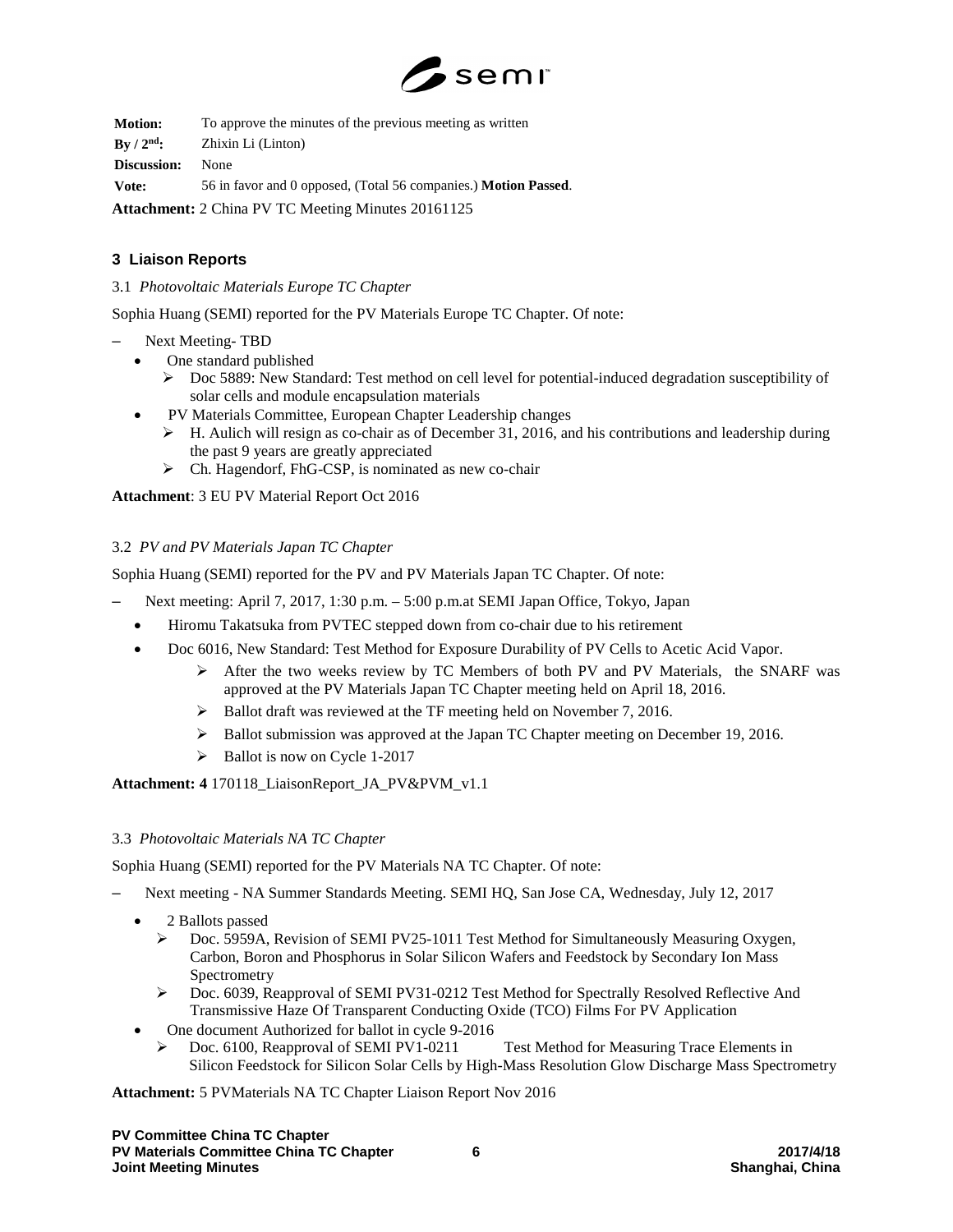**Motion:** To approve the minutes of the previous meeting as written

**By / 2nd:** Zhixin Li (Linton)

**Discussion:** None

**Vote:** 56 in favor and 0 opposed, (Total 56 companies.) **Motion Passed**.

**Attachment:** 2 China PV TC Meeting Minutes 20161125

## 3 Liaison Reports

3.1 *Photovoltaic Materials Europe TC Chapter*

Sophia Huang (SEMI) reported for the PV Materials Europe TC Chapter. Of note:

– Next Meeting- TBD
  - One standard published
    - Doc 5889: New Standard: Test method on cell level for potential-induced degradation susceptibility of solar cells and module encapsulation materials
  - PV Materials Committee, European Chapter Leadership changes
    - H. Aulich will resign as co-chair as of December 31, 2016, and his contributions and leadership during the past 9 years are greatly appreciated
    - Ch. Hagendorf, FhG-CSP, is nominated as new co-chair

**Attachment**: 3 EU PV Material Report Oct 2016

3.2 *PV and PV Materials Japan TC Chapter*

Sophia Huang (SEMI) reported for the PV and PV Materials Japan TC Chapter. Of note:

– Next meeting: April 7, 2017, 1:30 p.m. – 5:00 p.m.at SEMI Japan Office, Tokyo, Japan
  - Hiromu Takatsuka from PVTEC stepped down from co-chair due to his retirement
  - Doc 6016, New Standard: Test Method for Exposure Durability of PV Cells to Acetic Acid Vapor.
    - After the two weeks review by TC Members of both PV and PV Materials, the SNARF was approved at the PV Materials Japan TC Chapter meeting held on April 18, 2016.
    - Ballot draft was reviewed at the TF meeting held on November 7, 2016.
    - Ballot submission was approved at the Japan TC Chapter meeting on December 19, 2016.
    - Ballot is now on Cycle 1-2017

**Attachment: 4** 170118_LiaisonReport_JA_PV&PVM_v1.1

3.3 *Photovoltaic Materials NA TC Chapter*

Sophia Huang (SEMI) reported for the PV Materials NA TC Chapter. Of note:

– Next meeting - NA Summer Standards Meeting. SEMI HQ, San Jose CA, Wednesday, July 12, 2017
  - 2 Ballots passed
    - Doc. 5959A, Revision of SEMI PV25-1011 Test Method for Simultaneously Measuring Oxygen, Carbon, Boron and Phosphorus in Solar Silicon Wafers and Feedstock by Secondary Ion Mass Spectrometry
    - Doc. 6039, Reapproval of SEMI PV31-0212 Test Method for Spectrally Resolved Reflective And Transmissive Haze Of Transparent Conducting Oxide (TCO) Films For PV Application
  - One document Authorized for ballot in cycle 9-2016
    - Doc. 6100, Reapproval of SEMI PV1-0211 Test Method for Measuring Trace Elements in Silicon Feedstock for Silicon Solar Cells by High-Mass Resolution Glow Discharge Mass Spectrometry

**Attachment:** 5 PVMaterials NA TC Chapter Liaison Report Nov 2016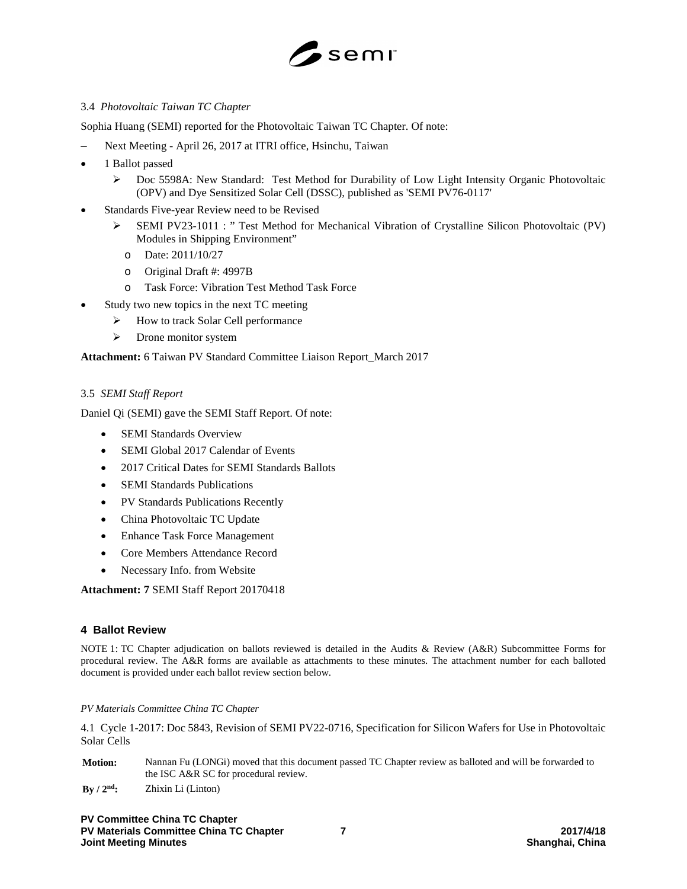### 3.4 *Photovoltaic Taiwan TC Chapter*

Sophia Huang (SEMI) reported for the Photovoltaic Taiwan TC Chapter. Of note:

- Next Meeting - April 26, 2017 at ITRI office, Hsinchu, Taiwan
- 1 Ballot passed
  - Doc 5598A: New Standard: Test Method for Durability of Low Light Intensity Organic Photovoltaic (OPV) and Dye Sensitized Solar Cell (DSSC), published as 'SEMI PV76-0117'
- Standards Five-year Review need to be Revised
  - SEMI PV23-1011 : " Test Method for Mechanical Vibration of Crystalline Silicon Photovoltaic (PV) Modules in Shipping Environment"
    - Date: 2011/10/27
    - Original Draft #: 4997B
    - Task Force: Vibration Test Method Task Force
- Study two new topics in the next TC meeting
  - How to track Solar Cell performance
  - Drone monitor system

**Attachment:** 6 Taiwan PV Standard Committee Liaison Report_March 2017

### 3.5 *SEMI Staff Report*

Daniel Qi (SEMI) gave the SEMI Staff Report. Of note:

- SEMI Standards Overview
- SEMI Global 2017 Calendar of Events
- 2017 Critical Dates for SEMI Standards Ballots
- SEMI Standards Publications
- PV Standards Publications Recently
- China Photovoltaic TC Update
- Enhance Task Force Management
- Core Members Attendance Record
- Necessary Info. from Website

**Attachment: 7** SEMI Staff Report 20170418

## 4 Ballot Review

NOTE 1: TC Chapter adjudication on ballots reviewed is detailed in the Audits & Review (A&R) Subcommittee Forms for procedural review. The A&R forms are available as attachments to these minutes. The attachment number for each balloted document is provided under each ballot review section below.

*PV Materials Committee China TC Chapter*

4.1 Cycle 1-2017: Doc 5843, Revision of SEMI PV22-0716, Specification for Silicon Wafers for Use in Photovoltaic Solar Cells

**Motion:** Nannan Fu (LONGi) moved that this document passed TC Chapter review as balloted and will be forwarded to the ISC A&R SC for procedural review.

**By / 2$^{nd}$:** Zhixin Li (Linton)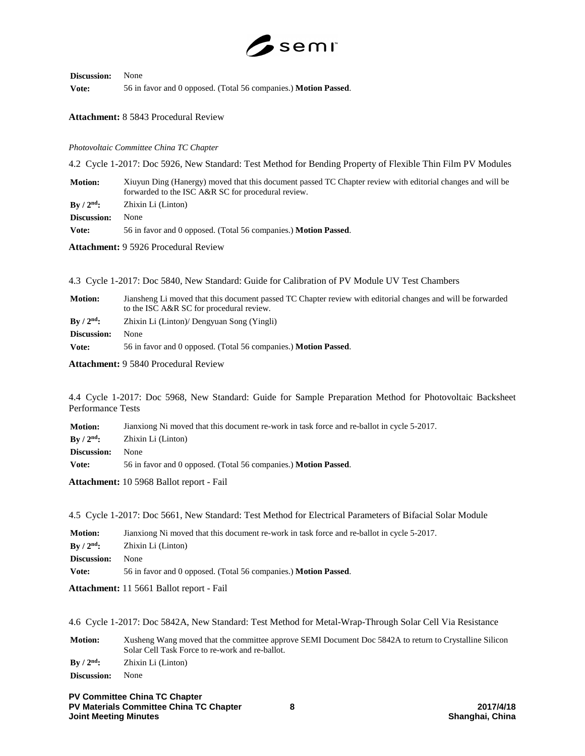**Discussion:** None

**Vote:** 56 in favor and 0 opposed. (Total 56 companies.) **Motion Passed**.

**Attachment:** 8 5843 Procedural Review

*Photovoltaic Committee China TC Chapter*

4.2 Cycle 1-2017: Doc 5926, New Standard: Test Method for Bending Property of Flexible Thin Film PV Modules

**Motion:** Xiuyun Ding (Hanergy) moved that this document passed TC Chapter review with editorial changes and will be forwarded to the ISC A&R SC for procedural review.

**By / 2nd:** Zhixin Li (Linton)

**Discussion:** None

**Vote:** 56 in favor and 0 opposed. (Total 56 companies.) **Motion Passed**.

**Attachment:** 9 5926 Procedural Review

4.3 Cycle 1-2017: Doc 5840, New Standard: Guide for Calibration of PV Module UV Test Chambers

**Motion:** Jiansheng Li moved that this document passed TC Chapter review with editorial changes and will be forwarded to the ISC A&R SC for procedural review.

**By / 2nd:** Zhixin Li (Linton)/ Dengyuan Song (Yingli)

**Discussion:** None

**Vote:** 56 in favor and 0 opposed. (Total 56 companies.) **Motion Passed**.

**Attachment:** 9 5840 Procedural Review

4.4 Cycle 1-2017: Doc 5968, New Standard: Guide for Sample Preparation Method for Photovoltaic Backsheet Performance Tests

**Motion:** Jianxiong Ni moved that this document re-work in task force and re-ballot in cycle 5-2017.

**By / 2nd:** Zhixin Li (Linton)

**Discussion:** None

**Vote:** 56 in favor and 0 opposed. (Total 56 companies.) **Motion Passed**.

**Attachment:** 10 5968 Ballot report - Fail

4.5 Cycle 1-2017: Doc 5661, New Standard: Test Method for Electrical Parameters of Bifacial Solar Module

**Motion:** Jianxiong Ni moved that this document re-work in task force and re-ballot in cycle 5-2017.

**By / 2nd:** Zhixin Li (Linton)

**Discussion:** None

**Vote:** 56 in favor and 0 opposed. (Total 56 companies.) **Motion Passed**.

**Attachment:** 11 5661 Ballot report - Fail

4.6 Cycle 1-2017: Doc 5842A, New Standard: Test Method for Metal-Wrap-Through Solar Cell Via Resistance

**Motion:** Xusheng Wang moved that the committee approve SEMI Document Doc 5842A to return to Crystalline Silicon Solar Cell Task Force to re-work and re-ballot.

**By / 2nd:** Zhixin Li (Linton)

**Discussion:** None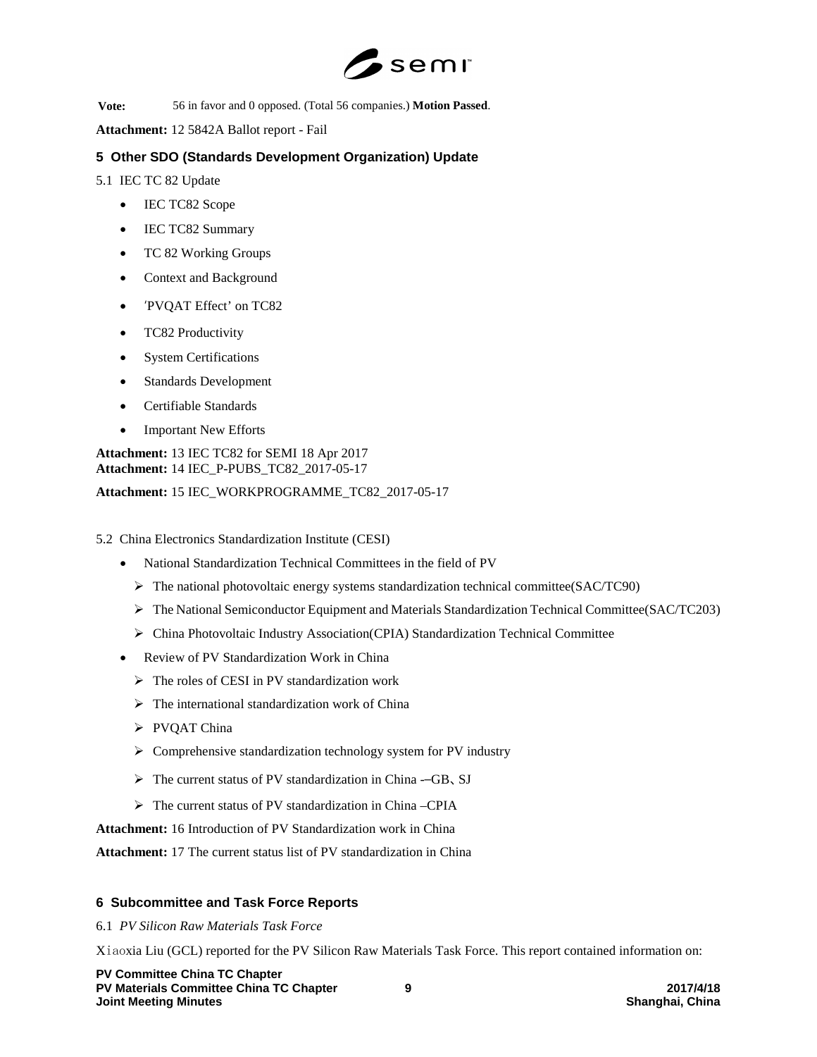**Vote:** 56 in favor and 0 opposed. (Total 56 companies.) **Motion Passed**.

**Attachment:** 12 5842A Ballot report - Fail

## 5 Other SDO (Standards Development Organization) Update

5.1 IEC TC 82 Update

- IEC TC82 Scope
- IEC TC82 Summary
- TC 82 Working Groups
- Context and Background
- 'PVQAT Effect' on TC82
- TC82 Productivity
- System Certifications
- Standards Development
- Certifiable Standards
- Important New Efforts

**Attachment:** 13 IEC TC82 for SEMI 18 Apr 2017
**Attachment:** 14 IEC_P-PUBS_TC82_2017-05-17

**Attachment:** 15 IEC_WORKPROGRAMME_TC82_2017-05-17

5.2 China Electronics Standardization Institute (CESI)

- National Standardization Technical Committees in the field of PV
  - The national photovoltaic energy systems standardization technical committee(SAC/TC90)
  - The National Semiconductor Equipment and Materials Standardization Technical Committee(SAC/TC203)
  - China Photovoltaic Industry Association(CPIA) Standardization Technical Committee
- Review of PV Standardization Work in China
  - The roles of CESI in PV standardization work
  - The international standardization work of China
  - PVQAT China
  - Comprehensive standardization technology system for PV industry
  - The current status of PV standardization in China -–GB、SJ
  - The current status of PV standardization in China –CPIA

**Attachment:** 16 Introduction of PV Standardization work in China

**Attachment:** 17 The current status list of PV standardization in China

## 6 Subcommittee and Task Force Reports

6.1 *PV Silicon Raw Materials Task Force*

Xiaoxia Liu (GCL) reported for the PV Silicon Raw Materials Task Force. This report contained information on: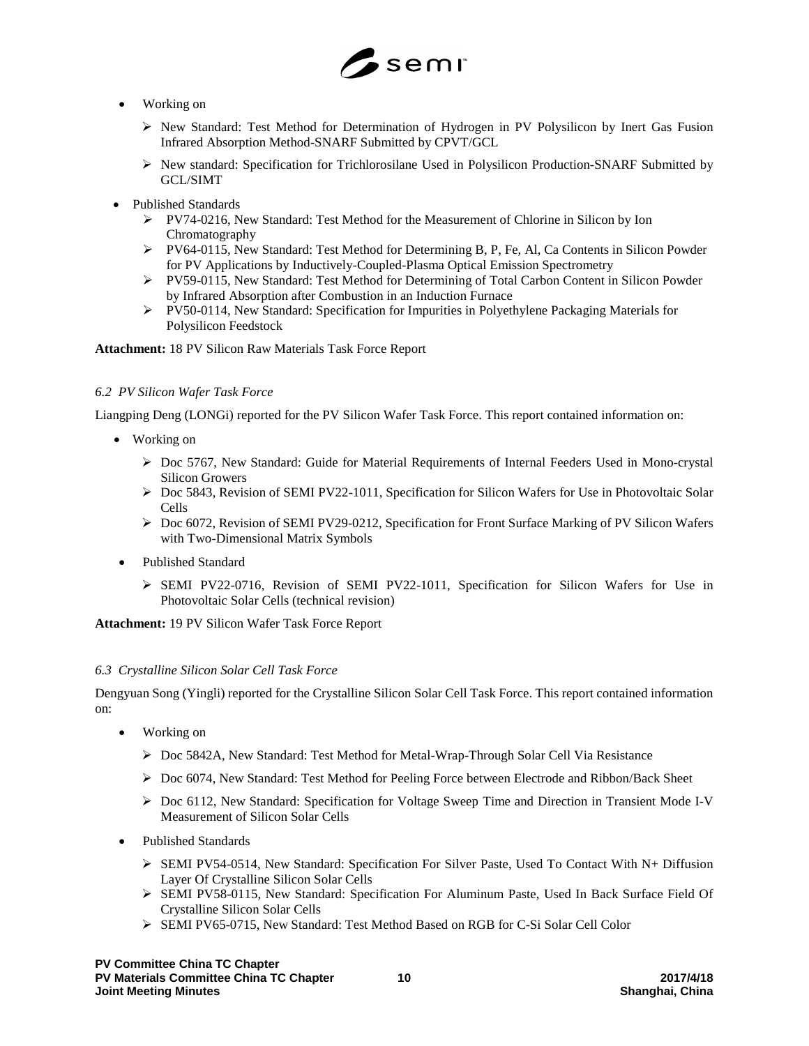- Working on
  - New Standard: Test Method for Determination of Hydrogen in PV Polysilicon by Inert Gas Fusion Infrared Absorption Method-SNARF Submitted by CPVT/GCL
  - New standard: Specification for Trichlorosilane Used in Polysilicon Production-SNARF Submitted by GCL/SIMT
- Published Standards
  - PV74-0216, New Standard: Test Method for the Measurement of Chlorine in Silicon by Ion Chromatography
  - PV64-0115, New Standard: Test Method for Determining B, P, Fe, Al, Ca Contents in Silicon Powder for PV Applications by Inductively-Coupled-Plasma Optical Emission Spectrometry
  - PV59-0115, New Standard: Test Method for Determining of Total Carbon Content in Silicon Powder by Infrared Absorption after Combustion in an Induction Furnace
  - PV50-0114, New Standard: Specification for Impurities in Polyethylene Packaging Materials for Polysilicon Feedstock

**Attachment:** 18 PV Silicon Raw Materials Task Force Report

*6.2 PV Silicon Wafer Task Force*

Liangping Deng (LONGi) reported for the PV Silicon Wafer Task Force. This report contained information on:

- Working on
  - Doc 5767, New Standard: Guide for Material Requirements of Internal Feeders Used in Mono-crystal Silicon Growers
  - Doc 5843, Revision of SEMI PV22-1011, Specification for Silicon Wafers for Use in Photovoltaic Solar Cells
  - Doc 6072, Revision of SEMI PV29-0212, Specification for Front Surface Marking of PV Silicon Wafers with Two-Dimensional Matrix Symbols
- Published Standard
  - SEMI PV22-0716, Revision of SEMI PV22-1011, Specification for Silicon Wafers for Use in Photovoltaic Solar Cells (technical revision)

**Attachment:** 19 PV Silicon Wafer Task Force Report

*6.3 Crystalline Silicon Solar Cell Task Force*

Dengyuan Song (Yingli) reported for the Crystalline Silicon Solar Cell Task Force. This report contained information on:

- Working on
  - Doc 5842A, New Standard: Test Method for Metal-Wrap-Through Solar Cell Via Resistance
  - Doc 6074, New Standard: Test Method for Peeling Force between Electrode and Ribbon/Back Sheet
  - Doc 6112, New Standard: Specification for Voltage Sweep Time and Direction in Transient Mode I-V Measurement of Silicon Solar Cells
- Published Standards
  - SEMI PV54-0514, New Standard: Specification For Silver Paste, Used To Contact With N+ Diffusion Layer Of Crystalline Silicon Solar Cells
  - SEMI PV58-0115, New Standard: Specification For Aluminum Paste, Used In Back Surface Field Of Crystalline Silicon Solar Cells
  - SEMI PV65-0715, New Standard: Test Method Based on RGB for C-Si Solar Cell Color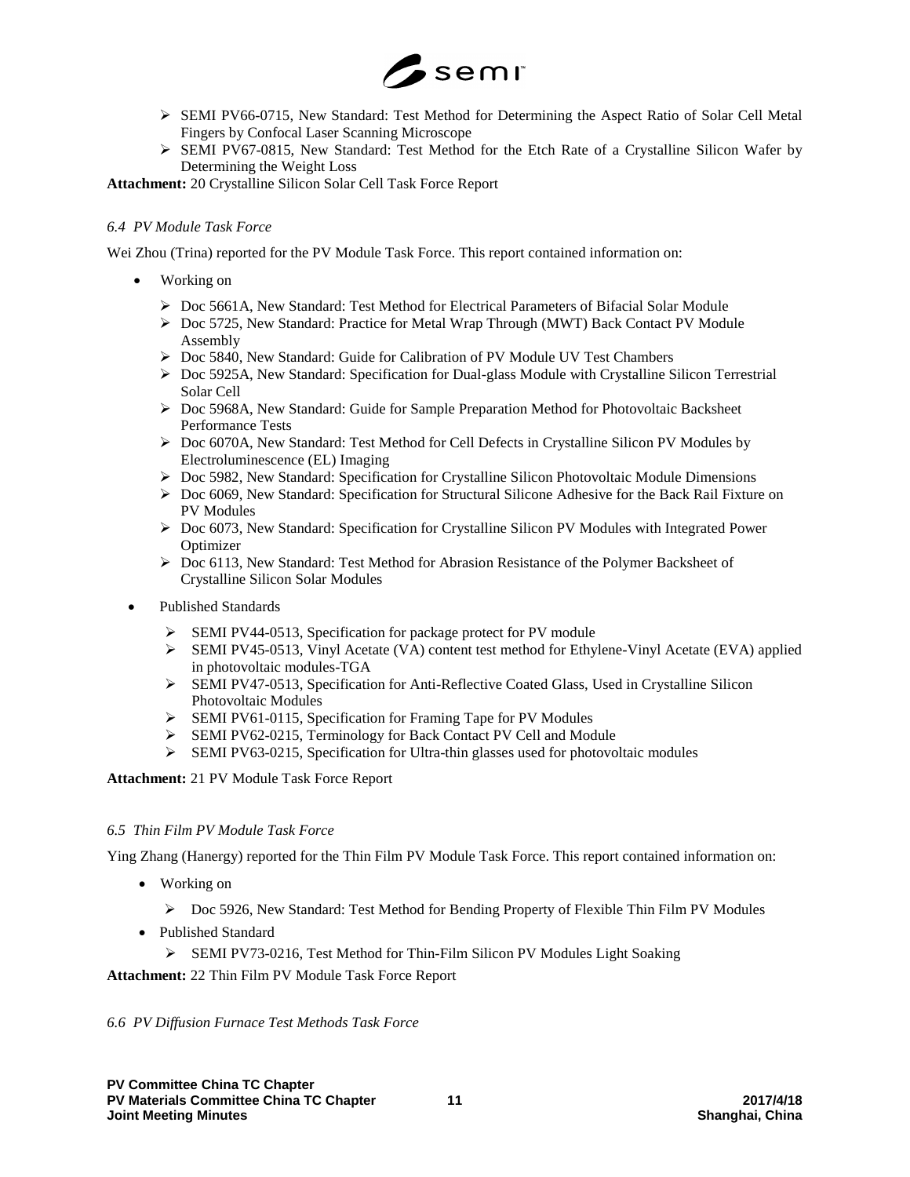- SEMI PV66-0715, New Standard: Test Method for Determining the Aspect Ratio of Solar Cell Metal Fingers by Confocal Laser Scanning Microscope
- SEMI PV67-0815, New Standard: Test Method for the Etch Rate of a Crystalline Silicon Wafer by Determining the Weight Loss

**Attachment:** 20 Crystalline Silicon Solar Cell Task Force Report

*6.4 PV Module Task Force*

Wei Zhou (Trina) reported for the PV Module Task Force. This report contained information on:

- Working on
  - Doc 5661A, New Standard: Test Method for Electrical Parameters of Bifacial Solar Module
  - Doc 5725, New Standard: Practice for Metal Wrap Through (MWT) Back Contact PV Module Assembly
  - Doc 5840, New Standard: Guide for Calibration of PV Module UV Test Chambers
  - Doc 5925A, New Standard: Specification for Dual-glass Module with Crystalline Silicon Terrestrial Solar Cell
  - Doc 5968A, New Standard: Guide for Sample Preparation Method for Photovoltaic Backsheet Performance Tests
  - Doc 6070A, New Standard: Test Method for Cell Defects in Crystalline Silicon PV Modules by Electroluminescence (EL) Imaging
  - Doc 5982, New Standard: Specification for Crystalline Silicon Photovoltaic Module Dimensions
  - Doc 6069, New Standard: Specification for Structural Silicone Adhesive for the Back Rail Fixture on PV Modules
  - Doc 6073, New Standard: Specification for Crystalline Silicon PV Modules with Integrated Power Optimizer
  - Doc 6113, New Standard: Test Method for Abrasion Resistance of the Polymer Backsheet of Crystalline Silicon Solar Modules
- Published Standards
  - SEMI PV44-0513, Specification for package protect for PV module
  - SEMI PV45-0513, Vinyl Acetate (VA) content test method for Ethylene-Vinyl Acetate (EVA) applied in photovoltaic modules-TGA
  - SEMI PV47-0513, Specification for Anti-Reflective Coated Glass, Used in Crystalline Silicon Photovoltaic Modules
  - SEMI PV61-0115, Specification for Framing Tape for PV Modules
  - SEMI PV62-0215, Terminology for Back Contact PV Cell and Module
  - SEMI PV63-0215, Specification for Ultra-thin glasses used for photovoltaic modules

**Attachment:** 21 PV Module Task Force Report

*6.5 Thin Film PV Module Task Force*

Ying Zhang (Hanergy) reported for the Thin Film PV Module Task Force. This report contained information on:

- Working on
  - Doc 5926, New Standard: Test Method for Bending Property of Flexible Thin Film PV Modules
- Published Standard
  - SEMI PV73-0216, Test Method for Thin-Film Silicon PV Modules Light Soaking

**Attachment:** 22 Thin Film PV Module Task Force Report

*6.6 PV Diffusion Furnace Test Methods Task Force*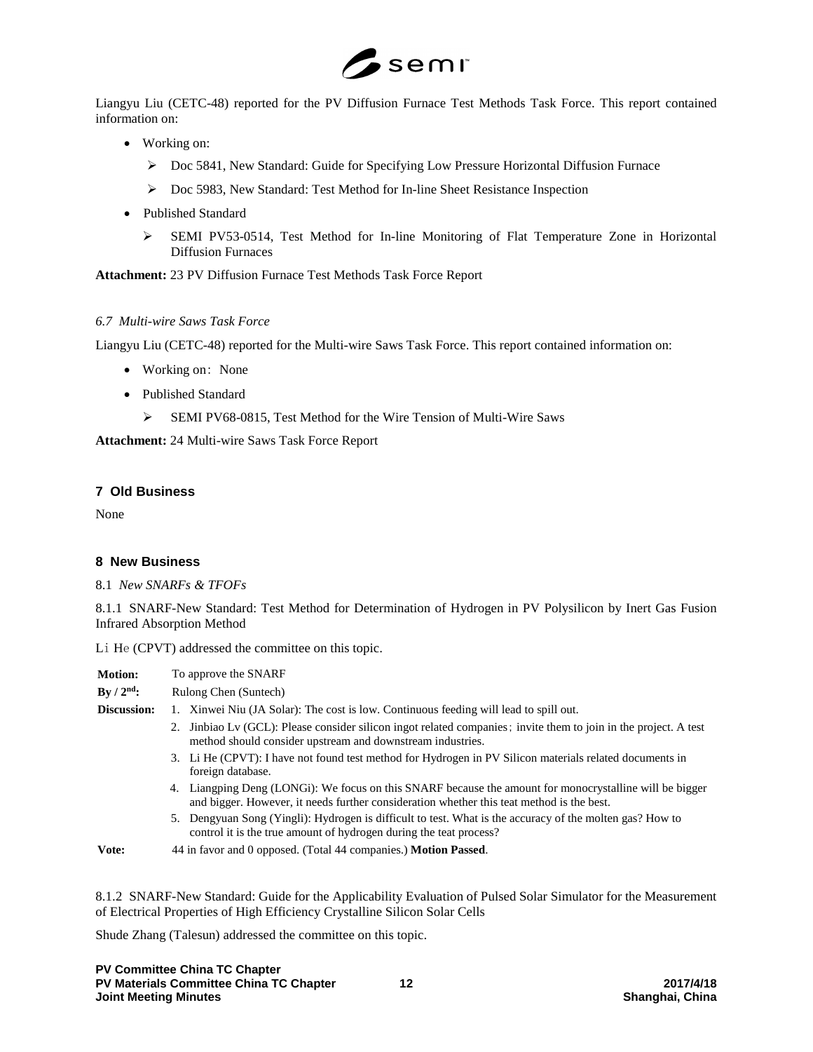Liangyu Liu (CETC-48) reported for the PV Diffusion Furnace Test Methods Task Force. This report contained information on:

- Working on:
  - Doc 5841, New Standard: Guide for Specifying Low Pressure Horizontal Diffusion Furnace
  - Doc 5983, New Standard: Test Method for In-line Sheet Resistance Inspection
- Published Standard
  - SEMI PV53-0514, Test Method for In-line Monitoring of Flat Temperature Zone in Horizontal Diffusion Furnaces

**Attachment:** 23 PV Diffusion Furnace Test Methods Task Force Report

*6.7 Multi-wire Saws Task Force*

Liangyu Liu (CETC-48) reported for the Multi-wire Saws Task Force. This report contained information on:

- Working on：None
- Published Standard
  - SEMI PV68-0815, Test Method for the Wire Tension of Multi-Wire Saws

**Attachment:** 24 Multi-wire Saws Task Force Report

## 7 Old Business

None

## 8 New Business

8.1 *New SNARFs & TFOFs*

8.1.1 SNARF-New Standard: Test Method for Determination of Hydrogen in PV Polysilicon by Inert Gas Fusion Infrared Absorption Method

Li He (CPVT) addressed the committee on this topic.

| | |
|---|---|
| **Motion:** | To approve the SNARF |
| **By / 2nd:** | Rulong Chen (Suntech) |
| **Discussion:** | 1. Xinwei Niu (JA Solar): The cost is low. Continuous feeding will lead to spill out.<br>2. Jinbiao Lv (GCL): Please consider silicon ingot related companies；invite them to join in the project. A test method should consider upstream and downstream industries.<br>3. Li He (CPVT): I have not found test method for Hydrogen in PV Silicon materials related documents in foreign database.<br>4. Liangping Deng (LONGi): We focus on this SNARF because the amount for monocrystalline will be bigger and bigger. However, it needs further consideration whether this teat method is the best.<br>5. Dengyuan Song (Yingli): Hydrogen is difficult to test. What is the accuracy of the molten gas? How to control it is the true amount of hydrogen during the teat process? |
| **Vote:** | 44 in favor and 0 opposed. (Total 44 companies.) **Motion Passed**. |

8.1.2 SNARF-New Standard: Guide for the Applicability Evaluation of Pulsed Solar Simulator for the Measurement of Electrical Properties of High Efficiency Crystalline Silicon Solar Cells

Shude Zhang (Talesun) addressed the committee on this topic.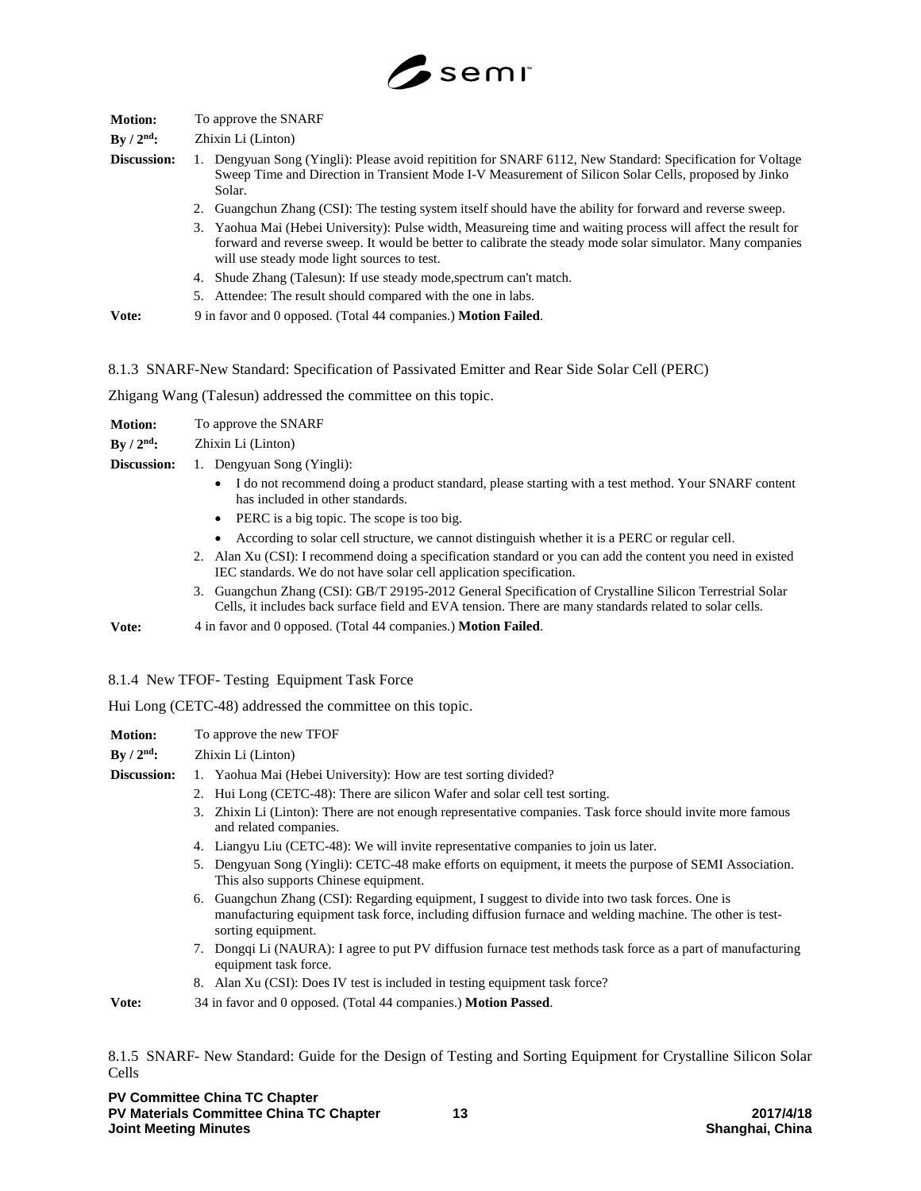| | |
|---|---|
| **Motion:** | To approve the SNARF |
| **By / 2nd:** | Zhixin Li (Linton) |
| **Discussion:** | 1. Dengyuan Song (Yingli): Please avoid repitition for SNARF 6112, New Standard: Specification for Voltage Sweep Time and Direction in Transient Mode I-V Measurement of Silicon Solar Cells, proposed by Jinko Solar.<br>2. Guangchun Zhang (CSI): The testing system itself should have the ability for forward and reverse sweep.<br>3. Yaohua Mai (Hebei University): Pulse width, Measureing time and waiting process will affect the result for forward and reverse sweep. It would be better to calibrate the steady mode solar simulator. Many companies will use steady mode light sources to test.<br>4. Shude Zhang (Talesun): If use steady mode,spectrum can't match.<br>5. Attendee: The result should compared with the one in labs. |
| **Vote:** | 9 in favor and 0 opposed. (Total 44 companies.) **Motion Failed**. |

8.1.3 SNARF-New Standard: Specification of Passivated Emitter and Rear Side Solar Cell (PERC)

Zhigang Wang (Talesun) addressed the committee on this topic.

| | |
|---|---|
| **Motion:** | To approve the SNARF |
| **By / 2nd:** | Zhixin Li (Linton) |
| **Discussion:** | 1. Dengyuan Song (Yingli):<br>• I do not recommend doing a product standard, please starting with a test method. Your SNARF content has included in other standards.<br>• PERC is a big topic. The scope is too big.<br>• According to solar cell structure, we cannot distinguish whether it is a PERC or regular cell.<br>2. Alan Xu (CSI): I recommend doing a specification standard or you can add the content you need in existed IEC standards. We do not have solar cell application specification.<br>3. Guangchun Zhang (CSI): GB/T 29195-2012 General Specification of Crystalline Silicon Terrestrial Solar Cells, it includes back surface field and EVA tension. There are many standards related to solar cells. |
| **Vote:** | 4 in favor and 0 opposed. (Total 44 companies.) **Motion Failed**. |

8.1.4 New TFOF- Testing Equipment Task Force

Hui Long (CETC-48) addressed the committee on this topic.

| | |
|---|---|
| **Motion:** | To approve the new TFOF |
| **By / 2nd:** | Zhixin Li (Linton) |
| **Discussion:** | 1. Yaohua Mai (Hebei University): How are test sorting divided?<br>2. Hui Long (CETC-48): There are silicon Wafer and solar cell test sorting.<br>3. Zhixin Li (Linton): There are not enough representative companies. Task force should invite more famous and related companies.<br>4. Liangyu Liu (CETC-48): We will invite representative companies to join us later.<br>5. Dengyuan Song (Yingli): CETC-48 make efforts on equipment, it meets the purpose of SEMI Association. This also supports Chinese equipment.<br>6. Guangchun Zhang (CSI): Regarding equipment, I suggest to divide into two task forces. One is manufacturing equipment task force, including diffusion furnace and welding machine. The other is test-sorting equipment.<br>7. Dongqi Li (NAURA): I agree to put PV diffusion furnace test methods task force as a part of manufacturing equipment task force.<br>8. Alan Xu (CSI): Does IV test is included in testing equipment task force? |
| **Vote:** | 34 in favor and 0 opposed. (Total 44 companies.) **Motion Passed**. |

8.1.5 SNARF- New Standard: Guide for the Design of Testing and Sorting Equipment for Crystalline Silicon Solar Cells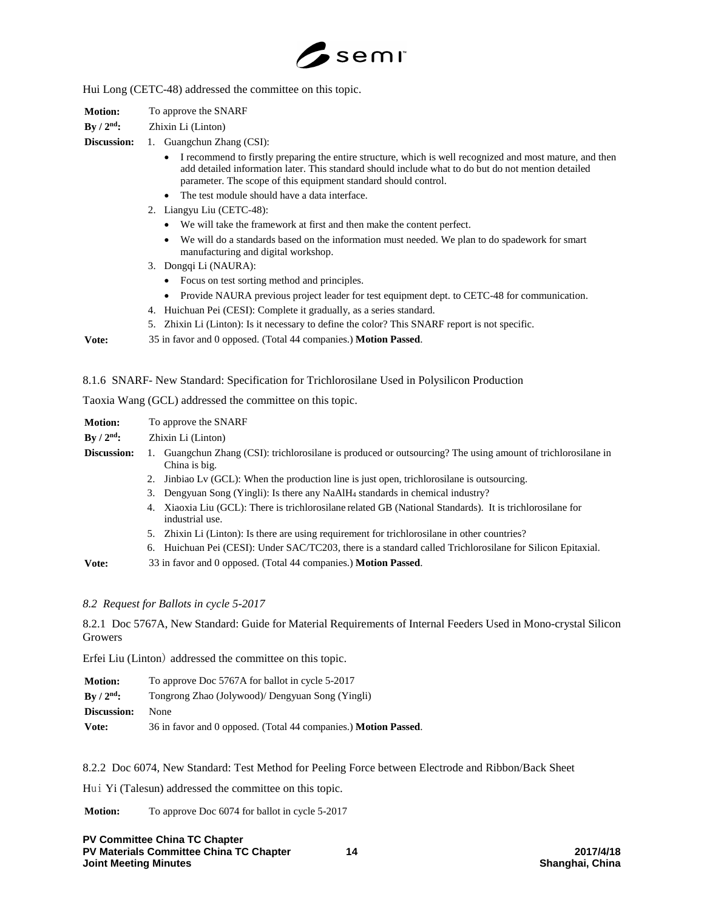Hui Long (CETC-48) addressed the committee on this topic.

**Motion:** To approve the SNARF

**By / 2nd:** Zhixin Li (Linton)

**Discussion:**

1. Guangchun Zhang (CSI):
   - I recommend to firstly preparing the entire structure, which is well recognized and most mature, and then add detailed information later. This standard should include what to do but do not mention detailed parameter. The scope of this equipment standard should control.
   - The test module should have a data interface.
2. Liangyu Liu (CETC-48):
   - We will take the framework at first and then make the content perfect.
   - We will do a standards based on the information must needed. We plan to do spadework for smart manufacturing and digital workshop.
3. Dongqi Li (NAURA):
   - Focus on test sorting method and principles.
   - Provide NAURA previous project leader for test equipment dept. to CETC-48 for communication.
4. Huichuan Pei (CESI): Complete it gradually, as a series standard.
5. Zhixin Li (Linton): Is it necessary to define the color? This SNARF report is not specific.

**Vote:** 35 in favor and 0 opposed. (Total 44 companies.) **Motion Passed**.

8.1.6 SNARF- New Standard: Specification for Trichlorosilane Used in Polysilicon Production

Taoxia Wang (GCL) addressed the committee on this topic.

**Motion:** To approve the SNARF

**By / 2nd:** Zhixin Li (Linton)

**Discussion:**

1. Guangchun Zhang (CSI): trichlorosilane is produced or outsourcing? The using amount of trichlorosilane in China is big.
2. Jinbiao Lv (GCL): When the production line is just open, trichlorosilane is outsourcing.
3. Dengyuan Song (Yingli): Is there any $NaAlH_4$ standards in chemical industry?
4. Xiaoxia Liu (GCL): There is trichlorosilane related GB (National Standards). It is trichlorosilane for industrial use.
5. Zhixin Li (Linton): Is there are using requirement for trichlorosilane in other countries?
6. Huichuan Pei (CESI): Under SAC/TC203, there is a standard called Trichlorosilane for Silicon Epitaxial.

**Vote:** 33 in favor and 0 opposed. (Total 44 companies.) **Motion Passed**.

*8.2 Request for Ballots in cycle 5-2017*

8.2.1 Doc 5767A, New Standard: Guide for Material Requirements of Internal Feeders Used in Mono-crystal Silicon Growers

Erfei Liu (Linton）addressed the committee on this topic.

**Motion:** To approve Doc 5767A for ballot in cycle 5-2017

**By / 2nd:** Tongrong Zhao (Jolywood)/ Dengyuan Song (Yingli)

**Discussion:** None

**Vote:** 36 in favor and 0 opposed. (Total 44 companies.) **Motion Passed**.

8.2.2 Doc 6074, New Standard: Test Method for Peeling Force between Electrode and Ribbon/Back Sheet

Hui Yi (Talesun) addressed the committee on this topic.

**Motion:** To approve Doc 6074 for ballot in cycle 5-2017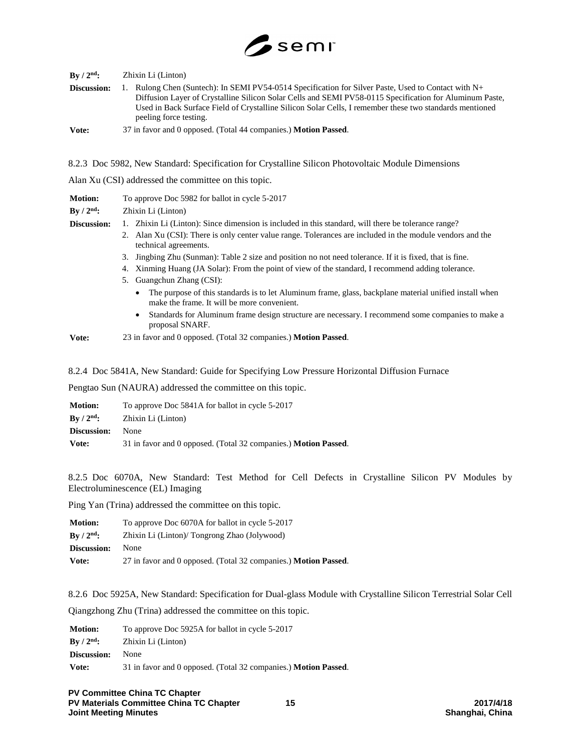**By / 2nd:** Zhixin Li (Linton)

**Discussion:**

1. Rulong Chen (Suntech): In SEMI PV54-0514 Specification for Silver Paste, Used to Contact with N+ Diffusion Layer of Crystalline Silicon Solar Cells and SEMI PV58-0115 Specification for Aluminum Paste, Used in Back Surface Field of Crystalline Silicon Solar Cells, I remember these two standards mentioned peeling force testing.

**Vote:** 37 in favor and 0 opposed. (Total 44 companies.) **Motion Passed**.

8.2.3 Doc 5982, New Standard: Specification for Crystalline Silicon Photovoltaic Module Dimensions

Alan Xu (CSI) addressed the committee on this topic.

**Motion:** To approve Doc 5982 for ballot in cycle 5-2017

**By / 2nd:** Zhixin Li (Linton)

**Discussion:**

1. Zhixin Li (Linton): Since dimension is included in this standard, will there be tolerance range?
2. Alan Xu (CSI): There is only center value range. Tolerances are included in the module vendors and the technical agreements.
3. Jingbing Zhu (Sunman): Table 2 size and position no not need tolerance. If it is fixed, that is fine.
4. Xinming Huang (JA Solar): From the point of view of the standard, I recommend adding tolerance.
5. Guangchun Zhang (CSI):
   - The purpose of this standards is to let Aluminum frame, glass, backplane material unified install when make the frame. It will be more convenient.
   - Standards for Aluminum frame design structure are necessary. I recommend some companies to make a proposal SNARF.

**Vote:** 23 in favor and 0 opposed. (Total 32 companies.) **Motion Passed**.

8.2.4 Doc 5841A, New Standard: Guide for Specifying Low Pressure Horizontal Diffusion Furnace

Pengtao Sun (NAURA) addressed the committee on this topic.

**Motion:** To approve Doc 5841A for ballot in cycle 5-2017

**By / 2nd:** Zhixin Li (Linton)

**Discussion:** None

**Vote:** 31 in favor and 0 opposed. (Total 32 companies.) **Motion Passed**.

8.2.5 Doc 6070A, New Standard: Test Method for Cell Defects in Crystalline Silicon PV Modules by Electroluminescence (EL) Imaging

Ping Yan (Trina) addressed the committee on this topic.

**Motion:** To approve Doc 6070A for ballot in cycle 5-2017

**By / 2nd:** Zhixin Li (Linton)/ Tongrong Zhao (Jolywood)

**Discussion:** None

**Vote:** 27 in favor and 0 opposed. (Total 32 companies.) **Motion Passed**.

8.2.6 Doc 5925A, New Standard: Specification for Dual-glass Module with Crystalline Silicon Terrestrial Solar Cell

Qiangzhong Zhu (Trina) addressed the committee on this topic.

**Motion:** To approve Doc 5925A for ballot in cycle 5-2017

**By / 2nd:** Zhixin Li (Linton)

**Discussion:** None

**Vote:** 31 in favor and 0 opposed. (Total 32 companies.) **Motion Passed**.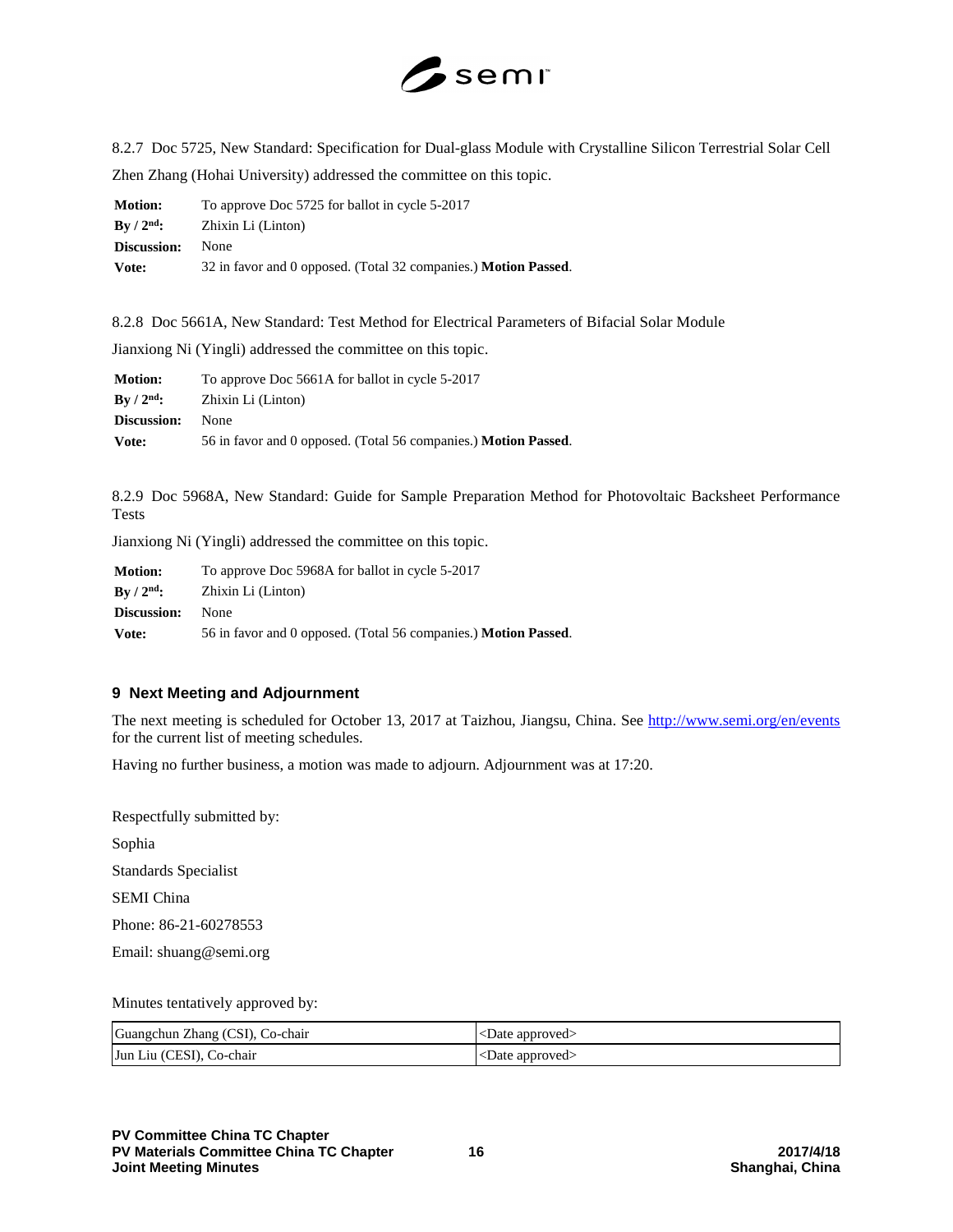8.2.7 Doc 5725, New Standard: Specification for Dual-glass Module with Crystalline Silicon Terrestrial Solar Cell

Zhen Zhang (Hohai University) addressed the committee on this topic.

**Motion:** To approve Doc 5725 for ballot in cycle 5-2017
**By / 2nd:** Zhixin Li (Linton)
**Discussion:** None
**Vote:** 32 in favor and 0 opposed. (Total 32 companies.) **Motion Passed**.

8.2.8 Doc 5661A, New Standard: Test Method for Electrical Parameters of Bifacial Solar Module

Jianxiong Ni (Yingli) addressed the committee on this topic.

**Motion:** To approve Doc 5661A for ballot in cycle 5-2017
**By / 2nd:** Zhixin Li (Linton)
**Discussion:** None
**Vote:** 56 in favor and 0 opposed. (Total 56 companies.) **Motion Passed**.

8.2.9 Doc 5968A, New Standard: Guide for Sample Preparation Method for Photovoltaic Backsheet Performance Tests

Jianxiong Ni (Yingli) addressed the committee on this topic.

**Motion:** To approve Doc 5968A for ballot in cycle 5-2017
**By / 2nd:** Zhixin Li (Linton)
**Discussion:** None
**Vote:** 56 in favor and 0 opposed. (Total 56 companies.) **Motion Passed**.

## 9 Next Meeting and Adjournment

The next meeting is scheduled for October 13, 2017 at Taizhou, Jiangsu, China. See http://www.semi.org/en/events for the current list of meeting schedules.

Having no further business, a motion was made to adjourn. Adjournment was at 17:20.

Respectfully submitted by:

Sophia

Standards Specialist

SEMI China

Phone: 86-21-60278553

Email: shuang@semi.org

Minutes tentatively approved by:

| | |
|---|---|
| Guangchun Zhang (CSI), Co-chair | <Date approved> |
| Jun Liu (CESI), Co-chair | <Date approved> |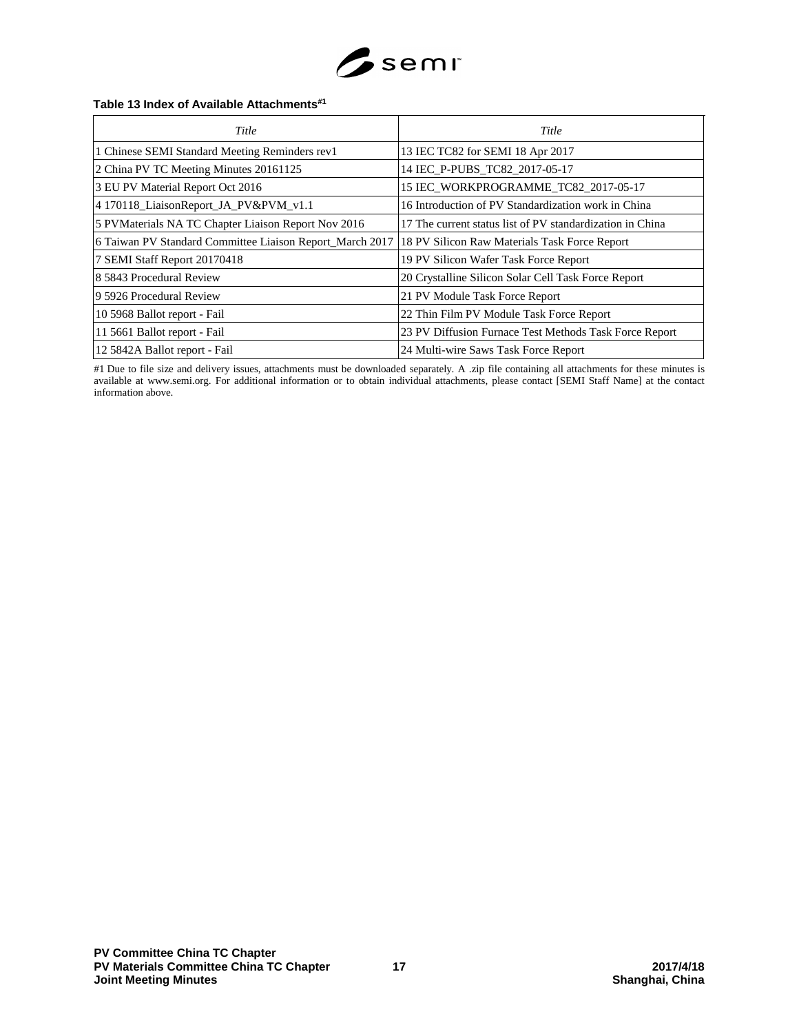**Table 13 Index of Available Attachments[#1]**

| *Title* | *Title* |
|---|---|
| 1 Chinese SEMI Standard Meeting Reminders rev1 | 13 IEC TC82 for SEMI 18 Apr 2017 |
| 2 China PV TC Meeting Minutes 20161125 | 14 IEC_P-PUBS_TC82_2017-05-17 |
| 3 EU PV Material Report Oct 2016 | 15 IEC_WORKPROGRAMME_TC82_2017-05-17 |
| 4 170118_LiaisonReport_JA_PV&PVM_v1.1 | 16 Introduction of PV Standardization work in China |
| 5 PVMaterials NA TC Chapter Liaison Report Nov 2016 | 17 The current status list of PV standardization in China |
| 6 Taiwan PV Standard Committee Liaison Report_March 2017 | 18 PV Silicon Raw Materials Task Force Report |
| 7 SEMI Staff Report 20170418 | 19 PV Silicon Wafer Task Force Report |
| 8 5843 Procedural Review | 20 Crystalline Silicon Solar Cell Task Force Report |
| 9 5926 Procedural Review | 21 PV Module Task Force Report |
| 10 5968 Ballot report - Fail | 22 Thin Film PV Module Task Force Report |
| 11 5661 Ballot report - Fail | 23 PV Diffusion Furnace Test Methods Task Force Report |
| 12 5842A Ballot report - Fail | 24 Multi-wire Saws Task Force Report |

#1 Due to file size and delivery issues, attachments must be downloaded separately. A .zip file containing all attachments for these minutes is available at www.semi.org. For additional information or to obtain individual attachments, please contact [SEMI Staff Name] at the contact information above.